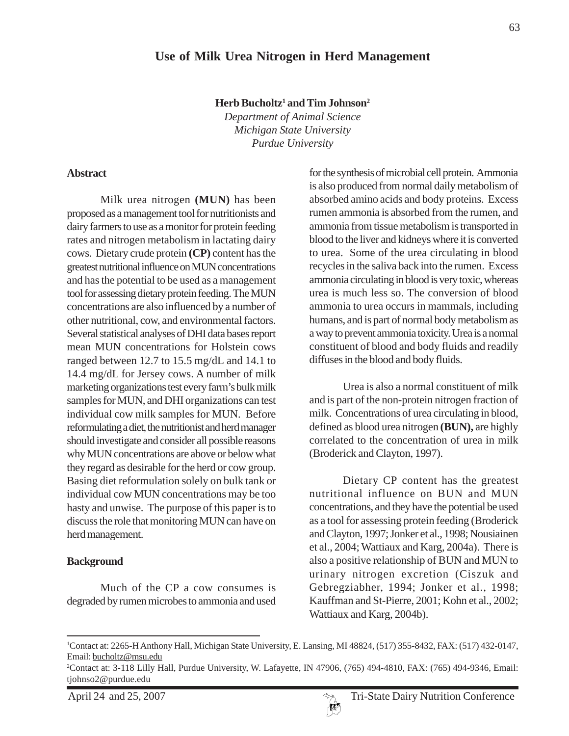# Use of Milk Urea Nitrogen in Herd Management

**Herb Bucholtz[1] and Tim Johnson[2]**

*Department of Animal Science*
*Michigan State University*
*Purdue University*

## Abstract

Milk urea nitrogen **(MUN)** has been proposed as a management tool for nutritionists and dairy farmers to use as a monitor for protein feeding rates and nitrogen metabolism in lactating dairy cows. Dietary crude protein **(CP)** content has the greatest nutritional influence on MUN concentrations and has the potential to be used as a management tool for assessing dietary protein feeding. The MUN concentrations are also influenced by a number of other nutritional, cow, and environmental factors. Several statistical analyses of DHI data bases report mean MUN concentrations for Holstein cows ranged between 12.7 to 15.5 mg/dL and 14.1 to 14.4 mg/dL for Jersey cows. A number of milk marketing organizations test every farm's bulk milk samples for MUN, and DHI organizations can test individual cow milk samples for MUN. Before reformulating a diet, the nutritionist and herd manager should investigate and consider all possible reasons why MUN concentrations are above or below what they regard as desirable for the herd or cow group. Basing diet reformulation solely on bulk tank or individual cow MUN concentrations may be too hasty and unwise. The purpose of this paper is to discuss the role that monitoring MUN can have on herd management.

## Background

Much of the CP a cow consumes is degraded by rumen microbes to ammonia and used for the synthesis of microbial cell protein. Ammonia is also produced from normal daily metabolism of absorbed amino acids and body proteins. Excess rumen ammonia is absorbed from the rumen, and ammonia from tissue metabolism is transported in blood to the liver and kidneys where it is converted to urea. Some of the urea circulating in blood recycles in the saliva back into the rumen. Excess ammonia circulating in blood is very toxic, whereas urea is much less so. The conversion of blood ammonia to urea occurs in mammals, including humans, and is part of normal body metabolism as a way to prevent ammonia toxicity. Urea is a normal constituent of blood and body fluids and readily diffuses in the blood and body fluids.

Urea is also a normal constituent of milk and is part of the non-protein nitrogen fraction of milk. Concentrations of urea circulating in blood, defined as blood urea nitrogen **(BUN),** are highly correlated to the concentration of urea in milk (Broderick and Clayton, 1997).

Dietary CP content has the greatest nutritional influence on BUN and MUN concentrations, and they have the potential be used as a tool for assessing protein feeding (Broderick and Clayton, 1997; Jonker et al., 1998; Nousiainen et al., 2004; Wattiaux and Karg, 2004a). There is also a positive relationship of BUN and MUN to urinary nitrogen excretion (Ciszuk and Gebregziabher, 1994; Jonker et al., 1998; Kauffman and St-Pierre, 2001; Kohn et al., 2002; Wattiaux and Karg, 2004b).

---

[1]Contact at: 2265-H Anthony Hall, Michigan State University, E. Lansing, MI 48824, (517) 355-8432, FAX: (517) 432-0147, Email: bucholtz@msu.edu

[2]Contact at: 3-118 Lilly Hall, Purdue University, W. Lafayette, IN 47906, (765) 494-4810, FAX: (765) 494-9346, Email: tjohnso2@purdue.edu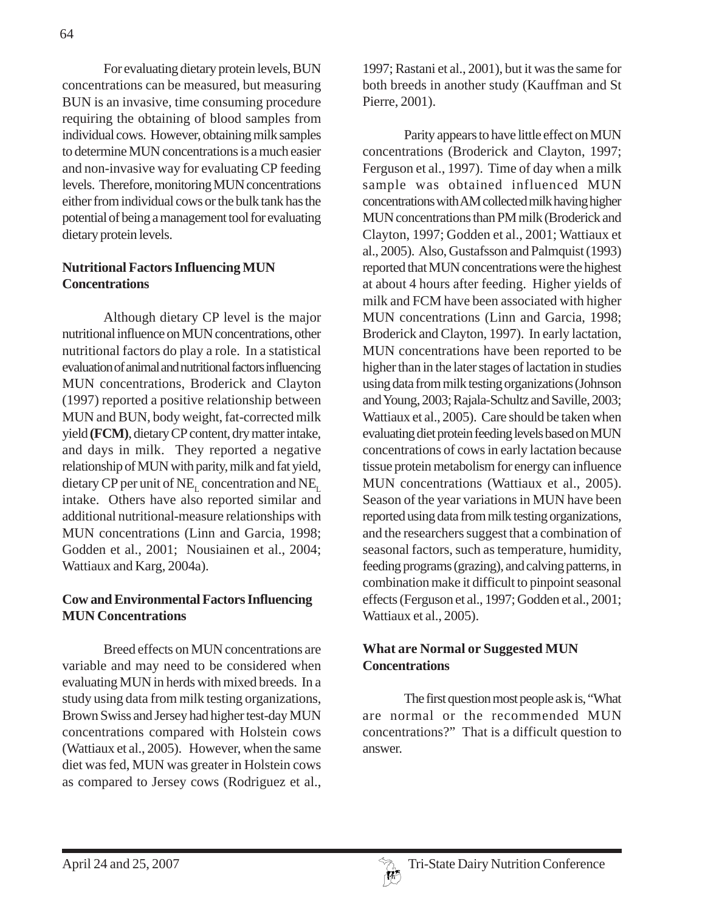For evaluating dietary protein levels, BUN concentrations can be measured, but measuring BUN is an invasive, time consuming procedure requiring the obtaining of blood samples from individual cows. However, obtaining milk samples to determine MUN concentrations is a much easier and non-invasive way for evaluating CP feeding levels. Therefore, monitoring MUN concentrations either from individual cows or the bulk tank has the potential of being a management tool for evaluating dietary protein levels.

## Nutritional Factors Influencing MUN Concentrations

Although dietary CP level is the major nutritional influence on MUN concentrations, other nutritional factors do play a role. In a statistical evaluation of animal and nutritional factors influencing MUN concentrations, Broderick and Clayton (1997) reported a positive relationship between MUN and BUN, body weight, fat-corrected milk yield **(FCM)**, dietary CP content, dry matter intake, and days in milk. They reported a negative relationship of MUN with parity, milk and fat yield, dietary CP per unit of $NE_L$ concentration and $NE_L$ intake. Others have also reported similar and additional nutritional-measure relationships with MUN concentrations (Linn and Garcia, 1998; Godden et al., 2001; Nousiainen et al., 2004; Wattiaux and Karg, 2004a).

## Cow and Environmental Factors Influencing MUN Concentrations

Breed effects on MUN concentrations are variable and may need to be considered when evaluating MUN in herds with mixed breeds. In a study using data from milk testing organizations, Brown Swiss and Jersey had higher test-day MUN concentrations compared with Holstein cows (Wattiaux et al., 2005). However, when the same diet was fed, MUN was greater in Holstein cows as compared to Jersey cows (Rodriguez et al., 1997; Rastani et al., 2001), but it was the same for both breeds in another study (Kauffman and St Pierre, 2001).

Parity appears to have little effect on MUN concentrations (Broderick and Clayton, 1997; Ferguson et al., 1997). Time of day when a milk sample was obtained influenced MUN concentrations with AM collected milk having higher MUN concentrations than PM milk (Broderick and Clayton, 1997; Godden et al., 2001; Wattiaux et al., 2005). Also, Gustafsson and Palmquist (1993) reported that MUN concentrations were the highest at about 4 hours after feeding. Higher yields of milk and FCM have been associated with higher MUN concentrations (Linn and Garcia, 1998; Broderick and Clayton, 1997). In early lactation, MUN concentrations have been reported to be higher than in the later stages of lactation in studies using data from milk testing organizations (Johnson and Young, 2003; Rajala-Schultz and Saville, 2003; Wattiaux et al., 2005). Care should be taken when evaluating diet protein feeding levels based on MUN concentrations of cows in early lactation because tissue protein metabolism for energy can influence MUN concentrations (Wattiaux et al., 2005). Season of the year variations in MUN have been reported using data from milk testing organizations, and the researchers suggest that a combination of seasonal factors, such as temperature, humidity, feeding programs (grazing), and calving patterns, in combination make it difficult to pinpoint seasonal effects (Ferguson et al., 1997; Godden et al., 2001; Wattiaux et al., 2005).

## What are Normal or Suggested MUN Concentrations

The first question most people ask is, "What are normal or the recommended MUN concentrations?" That is a difficult question to answer.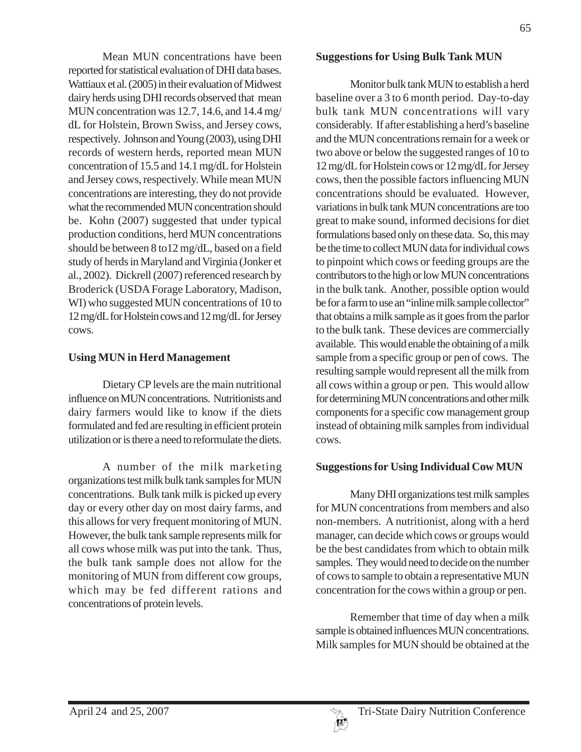Mean MUN concentrations have been reported for statistical evaluation of DHI data bases. Wattiaux et al. (2005) in their evaluation of Midwest dairy herds using DHI records observed that mean MUN concentration was 12.7, 14.6, and 14.4 mg/dL for Holstein, Brown Swiss, and Jersey cows, respectively. Johnson and Young (2003), using DHI records of western herds, reported mean MUN concentration of 15.5 and 14.1 mg/dL for Holstein and Jersey cows, respectively. While mean MUN concentrations are interesting, they do not provide what the recommended MUN concentration should be. Kohn (2007) suggested that under typical production conditions, herd MUN concentrations should be between 8 to12 mg/dL, based on a field study of herds in Maryland and Virginia (Jonker et al., 2002). Dickrell (2007) referenced research by Broderick (USDA Forage Laboratory, Madison, WI) who suggested MUN concentrations of 10 to 12 mg/dL for Holstein cows and 12 mg/dL for Jersey cows.

## Using MUN in Herd Management

Dietary CP levels are the main nutritional influence on MUN concentrations. Nutritionists and dairy farmers would like to know if the diets formulated and fed are resulting in efficient protein utilization or is there a need to reformulate the diets.

A number of the milk marketing organizations test milk bulk tank samples for MUN concentrations. Bulk tank milk is picked up every day or every other day on most dairy farms, and this allows for very frequent monitoring of MUN. However, the bulk tank sample represents milk for all cows whose milk was put into the tank. Thus, the bulk tank sample does not allow for the monitoring of MUN from different cow groups, which may be fed different rations and concentrations of protein levels.

## Suggestions for Using Bulk Tank MUN

Monitor bulk tank MUN to establish a herd baseline over a 3 to 6 month period. Day-to-day bulk tank MUN concentrations will vary considerably. If after establishing a herd's baseline and the MUN concentrations remain for a week or two above or below the suggested ranges of 10 to 12 mg/dL for Holstein cows or 12 mg/dL for Jersey cows, then the possible factors influencing MUN concentrations should be evaluated. However, variations in bulk tank MUN concentrations are too great to make sound, informed decisions for diet formulations based only on these data. So, this may be the time to collect MUN data for individual cows to pinpoint which cows or feeding groups are the contributors to the high or low MUN concentrations in the bulk tank. Another, possible option would be for a farm to use an "inline milk sample collector" that obtains a milk sample as it goes from the parlor to the bulk tank. These devices are commercially available. This would enable the obtaining of a milk sample from a specific group or pen of cows. The resulting sample would represent all the milk from all cows within a group or pen. This would allow for determining MUN concentrations and other milk components for a specific cow management group instead of obtaining milk samples from individual cows.

## Suggestions for Using Individual Cow MUN

Many DHI organizations test milk samples for MUN concentrations from members and also non-members. A nutritionist, along with a herd manager, can decide which cows or groups would be the best candidates from which to obtain milk samples. They would need to decide on the number of cows to sample to obtain a representative MUN concentration for the cows within a group or pen.

Remember that time of day when a milk sample is obtained influences MUN concentrations. Milk samples for MUN should be obtained at the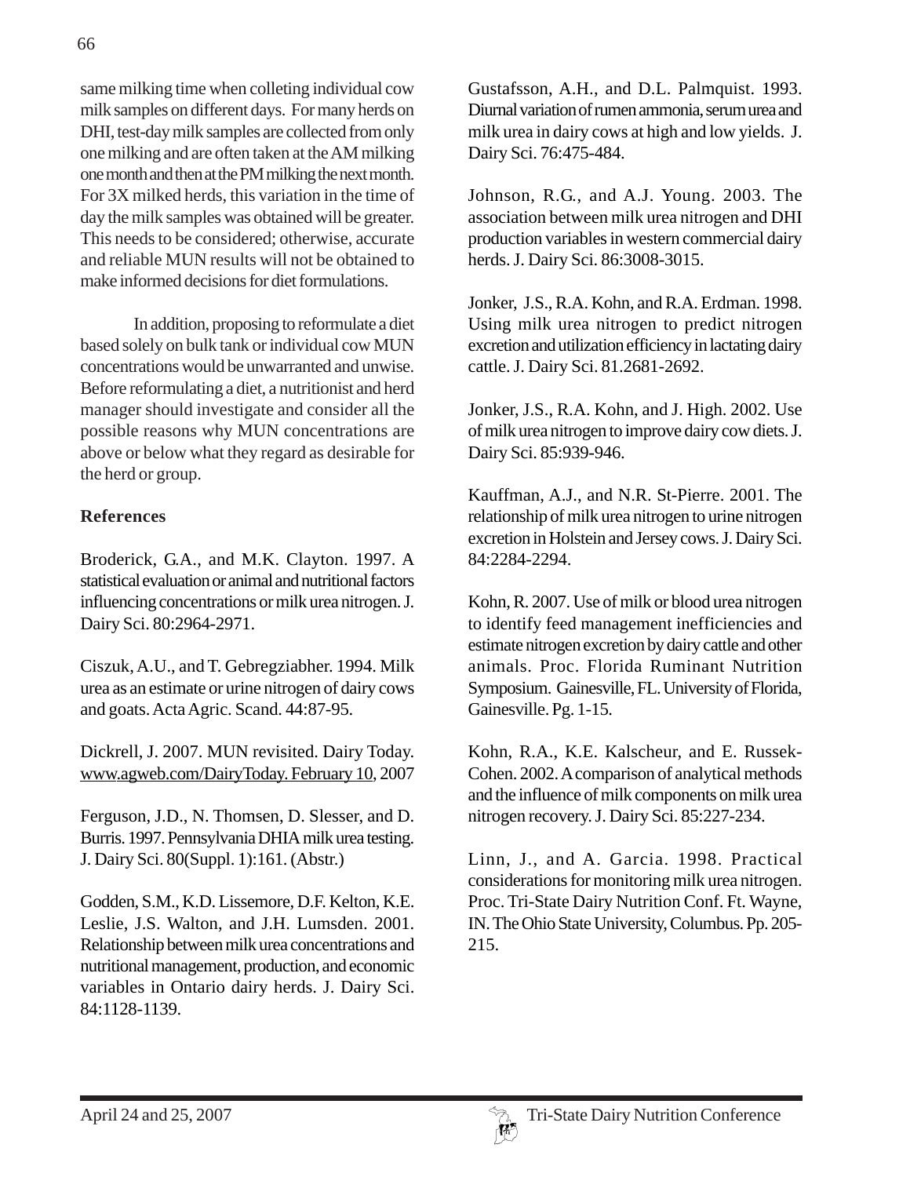same milking time when colleting individual cow milk samples on different days. For many herds on DHI, test-day milk samples are collected from only one milking and are often taken at the AM milking one month and then at the PM milking the next month. For 3X milked herds, this variation in the time of day the milk samples was obtained will be greater. This needs to be considered; otherwise, accurate and reliable MUN results will not be obtained to make informed decisions for diet formulations.

In addition, proposing to reformulate a diet based solely on bulk tank or individual cow MUN concentrations would be unwarranted and unwise. Before reformulating a diet, a nutritionist and herd manager should investigate and consider all the possible reasons why MUN concentrations are above or below what they regard as desirable for the herd or group.

## References

Broderick, G.A., and M.K. Clayton. 1997. A statistical evaluation or animal and nutritional factors influencing concentrations or milk urea nitrogen. J. Dairy Sci. 80:2964-2971.

Ciszuk, A.U., and T. Gebregziabher. 1994. Milk urea as an estimate or urine nitrogen of dairy cows and goats. Acta Agric. Scand. 44:87-95.

Dickrell, J. 2007. MUN revisited. Dairy Today. www.agweb.com/DairyToday. February 10, 2007

Ferguson, J.D., N. Thomsen, D. Slesser, and D. Burris. 1997. Pennsylvania DHIA milk urea testing. J. Dairy Sci. 80(Suppl. 1):161. (Abstr.)

Godden, S.M., K.D. Lissemore, D.F. Kelton, K.E. Leslie, J.S. Walton, and J.H. Lumsden. 2001. Relationship between milk urea concentrations and nutritional management, production, and economic variables in Ontario dairy herds. J. Dairy Sci. 84:1128-1139.

Gustafsson, A.H., and D.L. Palmquist. 1993. Diurnal variation of rumen ammonia, serum urea and milk urea in dairy cows at high and low yields. J. Dairy Sci. 76:475-484.

Johnson, R.G., and A.J. Young. 2003. The association between milk urea nitrogen and DHI production variables in western commercial dairy herds. J. Dairy Sci. 86:3008-3015.

Jonker, J.S., R.A. Kohn, and R.A. Erdman. 1998. Using milk urea nitrogen to predict nitrogen excretion and utilization efficiency in lactating dairy cattle. J. Dairy Sci. 81.2681-2692.

Jonker, J.S., R.A. Kohn, and J. High. 2002. Use of milk urea nitrogen to improve dairy cow diets. J. Dairy Sci. 85:939-946.

Kauffman, A.J., and N.R. St-Pierre. 2001. The relationship of milk urea nitrogen to urine nitrogen excretion in Holstein and Jersey cows. J. Dairy Sci. 84:2284-2294.

Kohn, R. 2007. Use of milk or blood urea nitrogen to identify feed management inefficiencies and estimate nitrogen excretion by dairy cattle and other animals. Proc. Florida Ruminant Nutrition Symposium. Gainesville, FL. University of Florida, Gainesville. Pg. 1-15.

Kohn, R.A., K.E. Kalscheur, and E. Russek-Cohen. 2002. A comparison of analytical methods and the influence of milk components on milk urea nitrogen recovery. J. Dairy Sci. 85:227-234.

Linn, J., and A. Garcia. 1998. Practical considerations for monitoring milk urea nitrogen. Proc. Tri-State Dairy Nutrition Conf. Ft. Wayne, IN. The Ohio State University, Columbus. Pp. 205-215.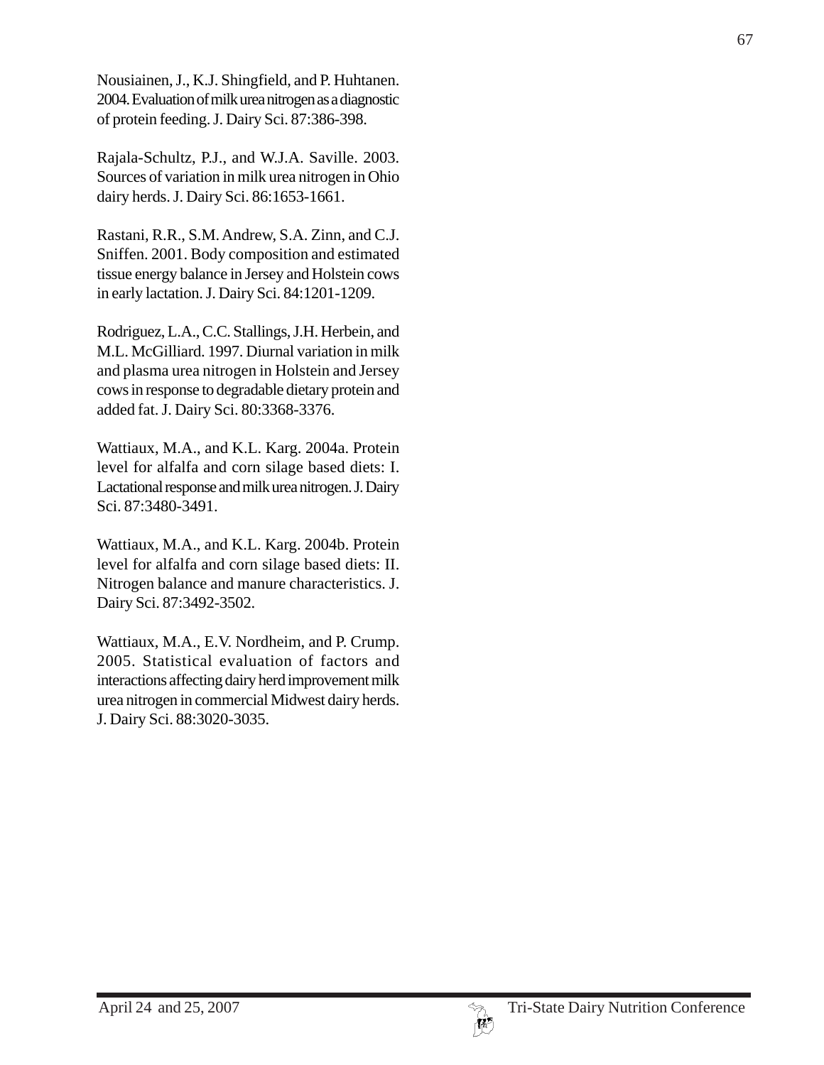Nousiainen, J., K.J. Shingfield, and P. Huhtanen. 2004. Evaluation of milk urea nitrogen as a diagnostic of protein feeding. J. Dairy Sci. 87:386-398.

Rajala-Schultz, P.J., and W.J.A. Saville. 2003. Sources of variation in milk urea nitrogen in Ohio dairy herds. J. Dairy Sci. 86:1653-1661.

Rastani, R.R., S.M. Andrew, S.A. Zinn, and C.J. Sniffen. 2001. Body composition and estimated tissue energy balance in Jersey and Holstein cows in early lactation. J. Dairy Sci. 84:1201-1209.

Rodriguez, L.A., C.C. Stallings, J.H. Herbein, and M.L. McGilliard. 1997. Diurnal variation in milk and plasma urea nitrogen in Holstein and Jersey cows in response to degradable dietary protein and added fat. J. Dairy Sci. 80:3368-3376.

Wattiaux, M.A., and K.L. Karg. 2004a. Protein level for alfalfa and corn silage based diets: I. Lactational response and milk urea nitrogen. J. Dairy Sci. 87:3480-3491.

Wattiaux, M.A., and K.L. Karg. 2004b. Protein level for alfalfa and corn silage based diets: II. Nitrogen balance and manure characteristics. J. Dairy Sci. 87:3492-3502.

Wattiaux, M.A., E.V. Nordheim, and P. Crump. 2005. Statistical evaluation of factors and interactions affecting dairy herd improvement milk urea nitrogen in commercial Midwest dairy herds. J. Dairy Sci. 88:3020-3035.